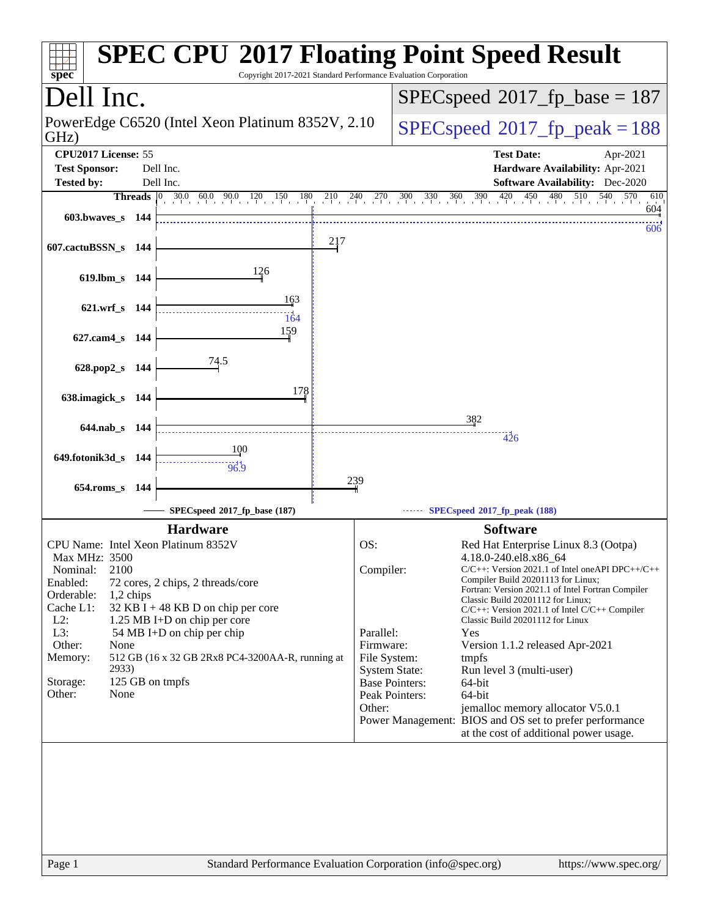# SPEC CPU 2017 Floating Point Speed Result

Copyright 2017-2021 Standard Performance Evaluation Corporation

## Dell Inc.

PowerEdge C6520 (Intel Xeon Platinum 8352V, 2.10 GHz)

SPECspeed 2017_fp_base = 187

SPECspeed 2017_fp_peak = 188

| | | | |
|---|---|---|---|
| **CPU2017 License:** | 55 | **Test Date:** | Apr-2021 |
| **Test Sponsor:** | Dell Inc. | **Hardware Availability:** | Apr-2021 |
| **Tested by:** | Dell Inc. | **Software Availability:** | Dec-2020 |

| Benchmark | Threads | Base | Peak |
|---|---|---|---|
| 603.bwaves_s | 144 | 604 | 606 |
| 607.cactuBSSN_s | 144 | 217 | |
| 619.lbm_s | 144 | 126 | |
| 621.wrf_s | 144 | 163 | 164 |
| 627.cam4_s | 144 | 159 | |
| 628.pop2_s | 144 | 74.5 | |
| 638.imagick_s | 144 | 178 | |
| 644.nab_s | 144 | 382 | 426 |
| 649.fotonik3d_s | 144 | 100 | 96.9 |
| 654.roms_s | 144 | 239 | |

SPECspeed 2017_fp_base (187) SPECspeed 2017_fp_peak (188)

## Hardware

| | |
|---|---|
| CPU Name: | Intel Xeon Platinum 8352V |
| Max MHz: | 3500 |
| Nominal: | 2100 |
| Enabled: | 72 cores, 2 chips, 2 threads/core |
| Orderable: | 1,2 chips |
| Cache L1: | 32 KB I + 48 KB D on chip per core |
| L2: | 1.25 MB I+D on chip per core |
| L3: | 54 MB I+D on chip per chip |
| Other: | None |
| Memory: | 512 GB (16 x 32 GB 2Rx8 PC4-3200AA-R, running at 2933) |
| Storage: | 125 GB on tmpfs |
| Other: | None |

## Software

| | |
|---|---|
| OS: | Red Hat Enterprise Linux 8.3 (Ootpa) 4.18.0-240.el8.x86_64 |
| Compiler: | C/C++: Version 2021.1 of Intel oneAPI DPC++/C++ Compiler Build 20201113 for Linux; Fortran: Version 2021.1 of Intel Fortran Compiler Classic Build 20201112 for Linux; C/C++: Version 2021.1 of Intel C/C++ Compiler Classic Build 20201112 for Linux |
| Parallel: | Yes |
| Firmware: | Version 1.1.2 released Apr-2021 |
| File System: | tmpfs |
| System State: | Run level 3 (multi-user) |
| Base Pointers: | 64-bit |
| Peak Pointers: | 64-bit |
| Other: | jemalloc memory allocator V5.0.1 |
| Power Management: | BIOS and OS set to prefer performance at the cost of additional power usage. |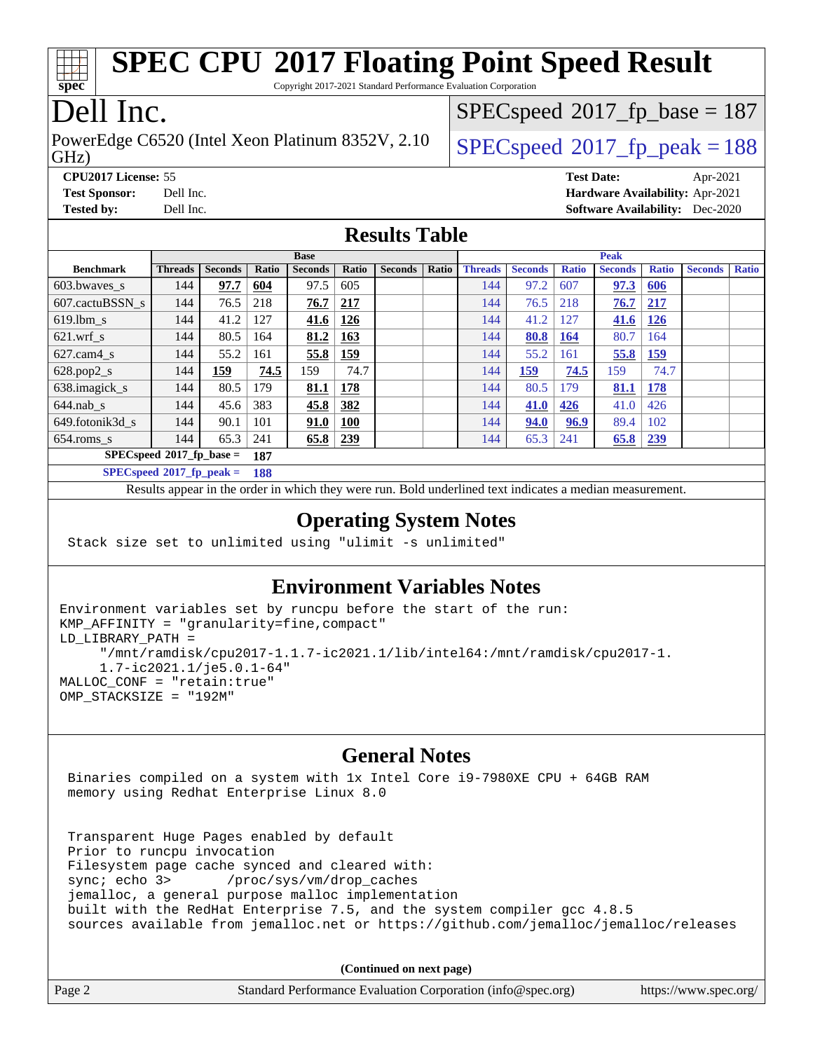# SPEC CPU 2017 Floating Point Speed Result

Copyright 2017-2021 Standard Performance Evaluation Corporation

# Dell Inc.

PowerEdge C6520 (Intel Xeon Platinum 8352V, 2.10 GHz)

SPECspeed 2017_fp_base = 187

SPECspeed 2017_fp_peak = 188

**CPU2017 License:** 55
**Test Sponsor:** Dell Inc.
**Tested by:** Dell Inc.

**Test Date:** Apr-2021
**Hardware Availability:** Apr-2021
**Software Availability:** Dec-2020

## Results Table

| Benchmark | Base | | | | | | | Peak | | | | | | |
|---|---|---|---|---|---|---|---|---|---|---|---|---|---|---|
| | Threads | Seconds | Ratio | Seconds | Ratio | Seconds | Ratio | Threads | Seconds | Ratio | Seconds | Ratio | Seconds | Ratio |
| 603.bwaves_s | 144 | **97.7** | **604** | 97.5 | 605 | | | 144 | 97.2 | 607 | **97.3** | **606** | | |
| 607.cactuBSSN_s | 144 | 76.5 | 218 | **76.7** | **217** | | | 144 | 76.5 | 218 | **76.7** | **217** | | |
| 619.lbm_s | 144 | 41.2 | 127 | **41.6** | **126** | | | 144 | 41.2 | 127 | **41.6** | **126** | | |
| 621.wrf_s | 144 | 80.5 | 164 | **81.2** | **163** | | | 144 | **80.8** | **164** | 80.7 | 164 | | |
| 627.cam4_s | 144 | 55.2 | 161 | **55.8** | **159** | | | 144 | 55.2 | 161 | **55.8** | **159** | | |
| 628.pop2_s | 144 | **159** | **74.5** | 159 | 74.7 | | | 144 | **159** | **74.5** | 159 | 74.7 | | |
| 638.imagick_s | 144 | 80.5 | 179 | **81.1** | **178** | | | 144 | 80.5 | 179 | **81.1** | **178** | | |
| 644.nab_s | 144 | 45.6 | 383 | **45.8** | **382** | | | 144 | **41.0** | **426** | 41.0 | 426 | | |
| 649.fotonik3d_s | 144 | 90.1 | 101 | **91.0** | **100** | | | 144 | **94.0** | **96.9** | 89.4 | 102 | | |
| 654.roms_s | 144 | 65.3 | 241 | **65.8** | **239** | | | 144 | 65.3 | 241 | **65.8** | **239** | | |

**SPECspeed 2017_fp_base = 187**

**SPECspeed 2017_fp_peak = 188**

Results appear in the order in which they were run. Bold underlined text indicates a median measurement.

## Operating System Notes

```
Stack size set to unlimited using "ulimit -s unlimited"
```

## Environment Variables Notes

```
Environment variables set by runcpu before the start of the run:
KMP_AFFINITY = "granularity=fine,compact"
LD_LIBRARY_PATH =
     "/mnt/ramdisk/cpu2017-1.1.7-ic2021.1/lib/intel64:/mnt/ramdisk/cpu2017-1.
     1.7-ic2021.1/je5.0.1-64"
MALLOC_CONF = "retain:true"
OMP_STACKSIZE = "192M"
```

## General Notes

```
Binaries compiled on a system with 1x Intel Core i9-7980XE CPU + 64GB RAM
memory using Redhat Enterprise Linux 8.0

Transparent Huge Pages enabled by default
Prior to runcpu invocation
Filesystem page cache synced and cleared with:
sync; echo 3>       /proc/sys/vm/drop_caches
jemalloc, a general purpose malloc implementation
built with the RedHat Enterprise 7.5, and the system compiler gcc 4.8.5
sources available from jemalloc.net or https://github.com/jemalloc/jemalloc/releases
```

**(Continued on next page)**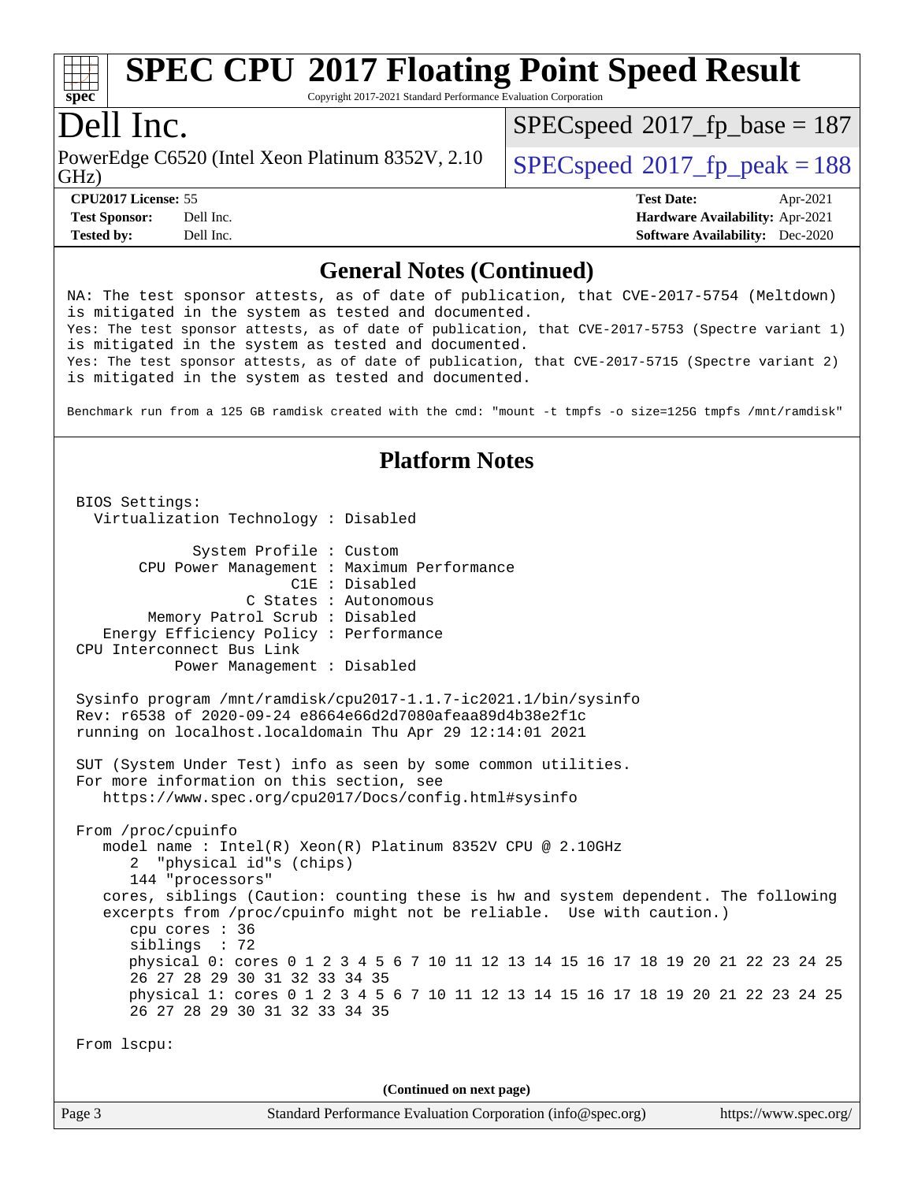# SPEC CPU 2017 Floating Point Speed Result

Copyright 2017-2021 Standard Performance Evaluation Corporation

## Dell Inc.

PowerEdge C6520 (Intel Xeon Platinum 8352V, 2.10 GHz)

SPECspeed 2017_fp_base = 187

SPECspeed 2017_fp_peak = 188

**CPU2017 License:** 55
**Test Sponsor:** Dell Inc.
**Tested by:** Dell Inc.

**Test Date:** Apr-2021
**Hardware Availability:** Apr-2021
**Software Availability:** Dec-2020

### General Notes (Continued)

```
NA: The test sponsor attests, as of date of publication, that CVE-2017-5754 (Meltdown)
is mitigated in the system as tested and documented.
Yes: The test sponsor attests, as of date of publication, that CVE-2017-5753 (Spectre variant 1)
is mitigated in the system as tested and documented.
Yes: The test sponsor attests, as of date of publication, that CVE-2017-5715 (Spectre variant 2)
is mitigated in the system as tested and documented.

Benchmark run from a 125 GB ramdisk created with the cmd: "mount -t tmpfs -o size=125G tmpfs /mnt/ramdisk"
```

### Platform Notes

```
BIOS Settings:
  Virtualization Technology : Disabled

             System Profile : Custom
       CPU Power Management : Maximum Performance
                        C1E : Disabled
                   C States : Autonomous
        Memory Patrol Scrub : Disabled
    Energy Efficiency Policy : Performance
CPU Interconnect Bus Link
           Power Management : Disabled

Sysinfo program /mnt/ramdisk/cpu2017-1.1.7-ic2021.1/bin/sysinfo
Rev: r6538 of 2020-09-24 e8664e66d2d7080afeaa89d4b38e2f1c
running on localhost.localdomain Thu Apr 29 12:14:01 2021

SUT (System Under Test) info as seen by some common utilities.
For more information on this section, see
   https://www.spec.org/cpu2017/Docs/config.html#sysinfo

From /proc/cpuinfo
   model name : Intel(R) Xeon(R) Platinum 8352V CPU @ 2.10GHz
      2  "physical id"s (chips)
      144 "processors"
   cores, siblings (Caution: counting these is hw and system dependent. The following
   excerpts from /proc/cpuinfo might not be reliable.  Use with caution.)
      cpu cores : 36
      siblings  : 72
      physical 0: cores 0 1 2 3 4 5 6 7 10 11 12 13 14 15 16 17 18 19 20 21 22 23 24 25
      26 27 28 29 30 31 32 33 34 35
      physical 1: cores 0 1 2 3 4 5 6 7 10 11 12 13 14 15 16 17 18 19 20 21 22 23 24 25
      26 27 28 29 30 31 32 33 34 35

From lscpu:
```

(Continued on next page)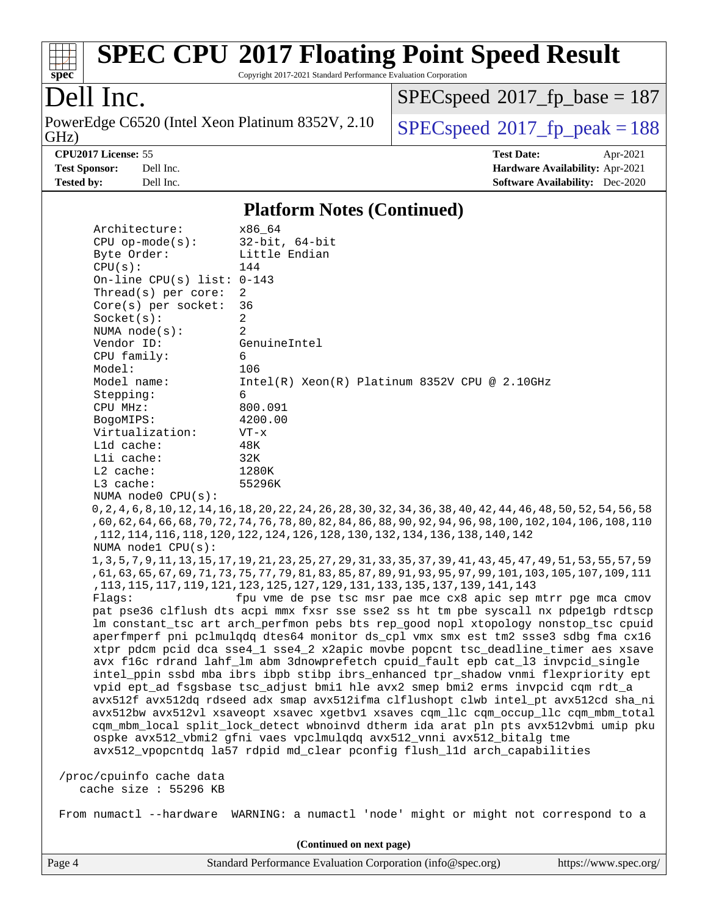# SPEC CPU 2017 Floating Point Speed Result

Copyright 2017-2021 Standard Performance Evaluation Corporation

# Dell Inc.

PowerEdge C6520 (Intel Xeon Platinum 8352V, 2.10 GHz)

SPECspeed 2017_fp_base = 187

SPECspeed 2017_fp_peak = 188

**CPU2017 License:** 55
**Test Sponsor:** Dell Inc.
**Tested by:** Dell Inc.

**Test Date:** Apr-2021
**Hardware Availability:** Apr-2021
**Software Availability:** Dec-2020

## Platform Notes (Continued)

```
     Architecture:          x86_64
     CPU op-mode(s):        32-bit, 64-bit
     Byte Order:            Little Endian
     CPU(s):                144
     On-line CPU(s) list: 0-143
     Thread(s) per core:    2
     Core(s) per socket:    36
     Socket(s):             2
     NUMA node(s):          2
     Vendor ID:             GenuineIntel
     CPU family:            6
     Model:                 106
     Model name:            Intel(R) Xeon(R) Platinum 8352V CPU @ 2.10GHz
     Stepping:              6
     CPU MHz:               800.091
     BogoMIPS:              4200.00
     Virtualization:        VT-x
     L1d cache:             48K
     L1i cache:             32K
     L2 cache:              1280K
     L3 cache:              55296K
     NUMA node0 CPU(s):
     0,2,4,6,8,10,12,14,16,18,20,22,24,26,28,30,32,34,36,38,40,42,44,46,48,50,52,54,56,58
     ,60,62,64,66,68,70,72,74,76,78,80,82,84,86,88,90,92,94,96,98,100,102,104,106,108,110
     ,112,114,116,118,120,122,124,126,128,130,132,134,136,138,140,142
     NUMA node1 CPU(s):
     1,3,5,7,9,11,13,15,17,19,21,23,25,27,29,31,33,35,37,39,41,43,45,47,49,51,53,55,57,59
     ,61,63,65,67,69,71,73,75,77,79,81,83,85,87,89,91,93,95,97,99,101,103,105,107,109,111
     ,113,115,117,119,121,123,125,127,129,131,133,135,137,139,141,143
     Flags:                 fpu vme de pse tsc msr pae mce cx8 apic sep mtrr pge mca cmov
     pat pse36 clflush dts acpi mmx fxsr sse sse2 ss ht tm pbe syscall nx pdpe1gb rdtscp
     lm constant_tsc art arch_perfmon pebs bts rep_good nopl xtopology nonstop_tsc cpuid
     aperfmperf pni pclmulqdq dtes64 monitor ds_cpl vmx smx est tm2 ssse3 sdbg fma cx16
     xtpr pdcm pcid dca sse4_1 sse4_2 x2apic movbe popcnt tsc_deadline_timer aes xsave
     avx f16c rdrand lahf_lm abm 3dnowprefetch cpuid_fault epb cat_l3 invpcid_single
     intel_ppin ssbd mba ibrs ibpb stibp ibrs_enhanced tpr_shadow vnmi flexpriority ept
     vpid ept_ad fsgsbase tsc_adjust bmi1 hle avx2 smep bmi2 erms invpcid cqm rdt_a
     avx512f avx512dq rdseed adx smap avx512ifma clflushopt clwb intel_pt avx512cd sha_ni
     avx512bw avx512vl xsaveopt xsavec xgetbv1 xsaves cqm_llc cqm_occup_llc cqm_mbm_total
     cqm_mbm_local split_lock_detect wbnoinvd dtherm ida arat pln pts avx512vbmi umip pku
     ospke avx512_vbmi2 gfni vaes vpclmulqdq avx512_vnni avx512_bitalg tme
     avx512_vpopcntdq la57 rdpid md_clear pconfig flush_l1d arch_capabilities

 /proc/cpuinfo cache data
    cache size : 55296 KB

 From numactl --hardware  WARNING: a numactl 'node' might or might not correspond to a
```

(Continued on next page)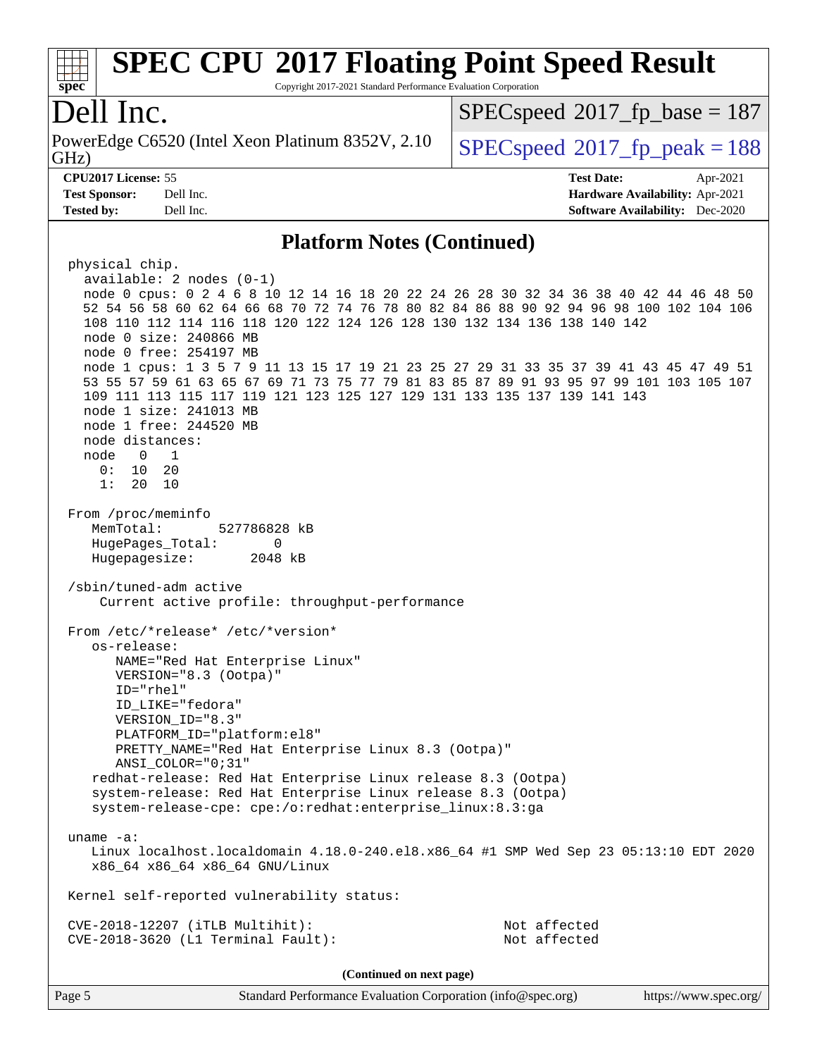# SPEC CPU 2017 Floating Point Speed Result

Copyright 2017-2021 Standard Performance Evaluation Corporation

# Dell Inc.

PowerEdge C6520 (Intel Xeon Platinum 8352V, 2.10 GHz)

SPECspeed 2017_fp_base = 187

SPECspeed 2017_fp_peak = 188

**CPU2017 License:** 55
**Test Sponsor:** Dell Inc.
**Tested by:** Dell Inc.

**Test Date:** Apr-2021
**Hardware Availability:** Apr-2021
**Software Availability:** Dec-2020

## Platform Notes (Continued)

```
physical chip.
  available: 2 nodes (0-1)
  node 0 cpus: 0 2 4 6 8 10 12 14 16 18 20 22 24 26 28 30 32 34 36 38 40 42 44 46 48 50
  52 54 56 58 60 62 64 66 68 70 72 74 76 78 80 82 84 86 88 90 92 94 96 98 100 102 104 106
  108 110 112 114 116 118 120 122 124 126 128 130 132 134 136 138 140 142
  node 0 size: 240866 MB
  node 0 free: 254197 MB
  node 1 cpus: 1 3 5 7 9 11 13 15 17 19 21 23 25 27 29 31 33 35 37 39 41 43 45 47 49 51
  53 55 57 59 61 63 65 67 69 71 73 75 77 79 81 83 85 87 89 91 93 95 97 99 101 103 105 107
  109 111 113 115 117 119 121 123 125 127 129 131 133 135 137 139 141 143
  node 1 size: 241013 MB
  node 1 free: 244520 MB
  node distances:
  node   0   1
    0:  10  20
    1:  20  10

From /proc/meminfo
   MemTotal:       527786828 kB
   HugePages_Total:       0
   Hugepagesize:       2048 kB

/sbin/tuned-adm active
    Current active profile: throughput-performance

From /etc/*release* /etc/*version*
   os-release:
      NAME="Red Hat Enterprise Linux"
      VERSION="8.3 (Ootpa)"
      ID="rhel"
      ID_LIKE="fedora"
      VERSION_ID="8.3"
      PLATFORM_ID="platform:el8"
      PRETTY_NAME="Red Hat Enterprise Linux 8.3 (Ootpa)"
      ANSI_COLOR="0;31"
   redhat-release: Red Hat Enterprise Linux release 8.3 (Ootpa)
   system-release: Red Hat Enterprise Linux release 8.3 (Ootpa)
   system-release-cpe: cpe:/o:redhat:enterprise_linux:8.3:ga

uname -a:
   Linux localhost.localdomain 4.18.0-240.el8.x86_64 #1 SMP Wed Sep 23 05:13:10 EDT 2020
   x86_64 x86_64 x86_64 GNU/Linux

Kernel self-reported vulnerability status:

CVE-2018-12207 (iTLB Multihit):                               Not affected
CVE-2018-3620 (L1 Terminal Fault):                            Not affected
```

(Continued on next page)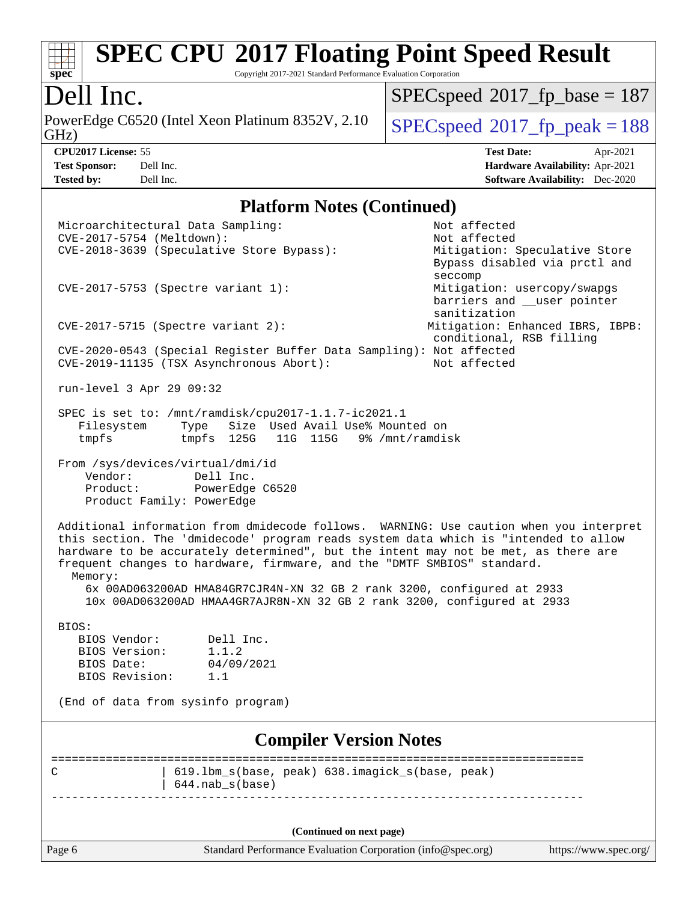# SPEC CPU 2017 Floating Point Speed Result

Copyright 2017-2021 Standard Performance Evaluation Corporation

## Dell Inc.

PowerEdge C6520 (Intel Xeon Platinum 8352V, 2.10 GHz)

SPECspeed 2017_fp_base = 187

SPECspeed 2017_fp_peak = 188

**CPU2017 License:** 55
**Test Sponsor:** Dell Inc.
**Tested by:** Dell Inc.

**Test Date:** Apr-2021
**Hardware Availability:** Apr-2021
**Software Availability:** Dec-2020

## Platform Notes (Continued)

```
Microarchitectural Data Sampling:                          Not affected
CVE-2017-5754 (Meltdown):                                  Not affected
CVE-2018-3639 (Speculative Store Bypass):                  Mitigation: Speculative Store
                                                           Bypass disabled via prctl and
                                                           seccomp
CVE-2017-5753 (Spectre variant 1):                         Mitigation: usercopy/swapgs
                                                           barriers and __user pointer
                                                           sanitization
CVE-2017-5715 (Spectre variant 2):                        Mitigation: Enhanced IBRS, IBPB:
                                                           conditional, RSB filling
CVE-2020-0543 (Special Register Buffer Data Sampling): Not affected
CVE-2019-11135 (TSX Asynchronous Abort):                   Not affected

run-level 3 Apr 29 09:32

SPEC is set to: /mnt/ramdisk/cpu2017-1.1.7-ic2021.1
   Filesystem     Type   Size  Used Avail Use% Mounted on
   tmpfs          tmpfs  125G   11G  115G   9% /mnt/ramdisk

From /sys/devices/virtual/dmi/id
    Vendor:         Dell Inc.
    Product:        PowerEdge C6520
    Product Family: PowerEdge

Additional information from dmidecode follows.  WARNING: Use caution when you interpret
this section. The 'dmidecode' program reads system data which is "intended to allow
hardware to be accurately determined", but the intent may not be met, as there are
frequent changes to hardware, firmware, and the "DMTF SMBIOS" standard.
  Memory:
    6x 00AD063200AD HMA84GR7CJR4N-XN 32 GB 2 rank 3200, configured at 2933
    10x 00AD063200AD HMAA4GR7AJR8N-XN 32 GB 2 rank 3200, configured at 2933

BIOS:
   BIOS Vendor:       Dell Inc.
   BIOS Version:      1.1.2
   BIOS Date:         04/09/2021
   BIOS Revision:     1.1

(End of data from sysinfo program)
```

## Compiler Version Notes

```
==============================================================================
C               | 619.lbm_s(base, peak) 638.imagick_s(base, peak)
                | 644.nab_s(base)
------------------------------------------------------------------------------
```

(Continued on next page)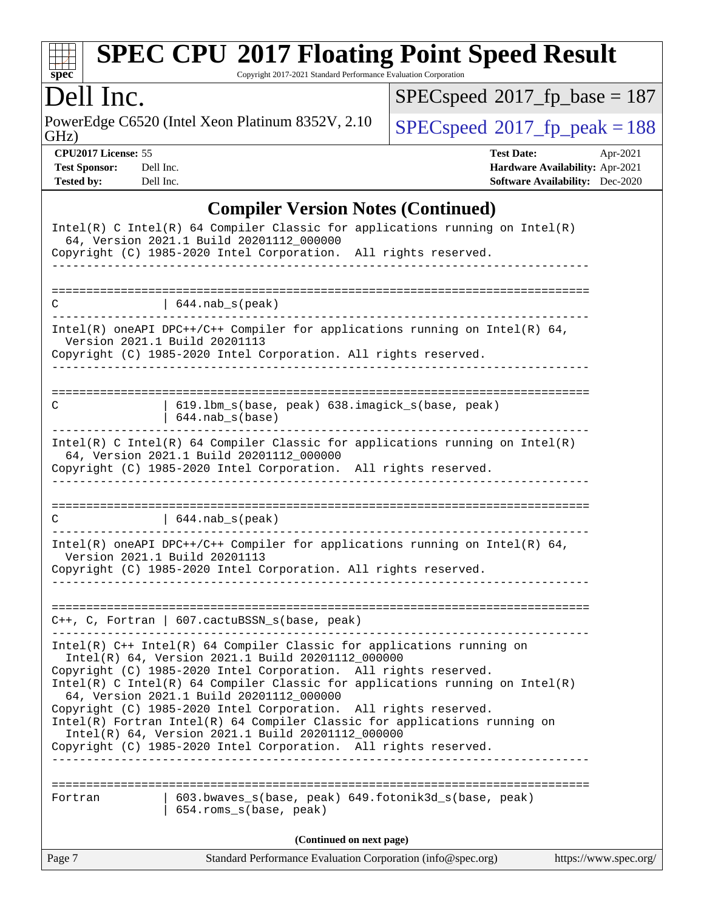## Compiler Version Notes (Continued)

```
Intel(R) C Intel(R) 64 Compiler Classic for applications running on Intel(R)
  64, Version 2021.1 Build 20201112_000000
Copyright (C) 1985-2020 Intel Corporation.  All rights reserved.
------------------------------------------------------------------------------

==============================================================================
C              | 644.nab_s(peak)
------------------------------------------------------------------------------
Intel(R) oneAPI DPC++/C++ Compiler for applications running on Intel(R) 64,
  Version 2021.1 Build 20201113
Copyright (C) 1985-2020 Intel Corporation. All rights reserved.
------------------------------------------------------------------------------

==============================================================================
C              | 619.lbm_s(base, peak) 638.imagick_s(base, peak)
               | 644.nab_s(base)
------------------------------------------------------------------------------
Intel(R) C Intel(R) 64 Compiler Classic for applications running on Intel(R)
  64, Version 2021.1 Build 20201112_000000
Copyright (C) 1985-2020 Intel Corporation.  All rights reserved.
------------------------------------------------------------------------------

==============================================================================
C              | 644.nab_s(peak)
------------------------------------------------------------------------------
Intel(R) oneAPI DPC++/C++ Compiler for applications running on Intel(R) 64,
  Version 2021.1 Build 20201113
Copyright (C) 1985-2020 Intel Corporation. All rights reserved.
------------------------------------------------------------------------------

==============================================================================
C++, C, Fortran | 607.cactuBSSN_s(base, peak)
------------------------------------------------------------------------------
Intel(R) C++ Intel(R) 64 Compiler Classic for applications running on
  Intel(R) 64, Version 2021.1 Build 20201112_000000
Copyright (C) 1985-2020 Intel Corporation.  All rights reserved.
Intel(R) C Intel(R) 64 Compiler Classic for applications running on Intel(R)
  64, Version 2021.1 Build 20201112_000000
Copyright (C) 1985-2020 Intel Corporation.  All rights reserved.
Intel(R) Fortran Intel(R) 64 Compiler Classic for applications running on
  Intel(R) 64, Version 2021.1 Build 20201112_000000
Copyright (C) 1985-2020 Intel Corporation.  All rights reserved.
------------------------------------------------------------------------------

==============================================================================
Fortran        | 603.bwaves_s(base, peak) 649.fotonik3d_s(base, peak)
               | 654.roms_s(base, peak)
```

(Continued on next page)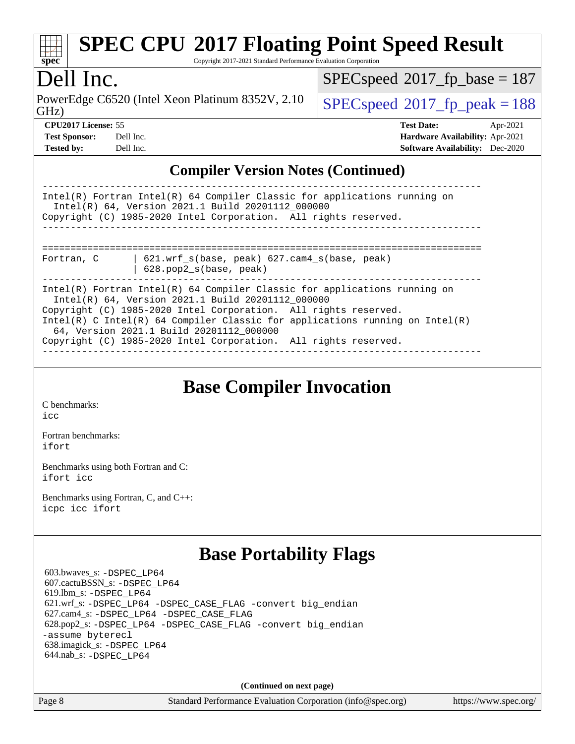## Compiler Version Notes (Continued)

```
------------------------------------------------------------------------------
Intel(R) Fortran Intel(R) 64 Compiler Classic for applications running on
  Intel(R) 64, Version 2021.1 Build 20201112_000000
Copyright (C) 1985-2020 Intel Corporation.  All rights reserved.
------------------------------------------------------------------------------

==============================================================================
Fortran, C      | 621.wrf_s(base, peak) 627.cam4_s(base, peak)
                | 628.pop2_s(base, peak)
------------------------------------------------------------------------------
Intel(R) Fortran Intel(R) 64 Compiler Classic for applications running on
  Intel(R) 64, Version 2021.1 Build 20201112_000000
Copyright (C) 1985-2020 Intel Corporation.  All rights reserved.
Intel(R) C Intel(R) 64 Compiler Classic for applications running on Intel(R)
  64, Version 2021.1 Build 20201112_000000
Copyright (C) 1985-2020 Intel Corporation.  All rights reserved.
------------------------------------------------------------------------------
```

## Base Compiler Invocation

C benchmarks:
icc

Fortran benchmarks:
ifort

Benchmarks using both Fortran and C:
ifort icc

Benchmarks using Fortran, C, and C++:
icpc icc ifort

## Base Portability Flags

603.bwaves_s: -DSPEC_LP64
607.cactuBSSN_s: -DSPEC_LP64
619.lbm_s: -DSPEC_LP64
621.wrf_s: -DSPEC_LP64 -DSPEC_CASE_FLAG -convert big_endian
627.cam4_s: -DSPEC_LP64 -DSPEC_CASE_FLAG
628.pop2_s: -DSPEC_LP64 -DSPEC_CASE_FLAG -convert big_endian -assume byterecl
638.imagick_s: -DSPEC_LP64
644.nab_s: -DSPEC_LP64

**(Continued on next page)**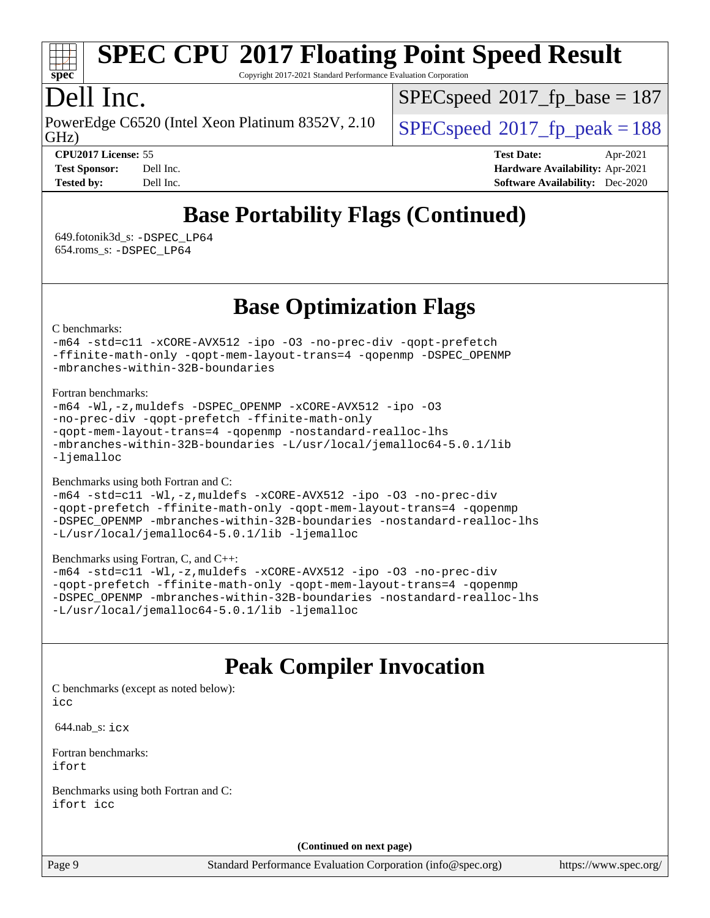# Base Portability Flags (Continued)

649.fotonik3d_s: `-DSPEC_LP64`
654.roms_s: `-DSPEC_LP64`

# Base Optimization Flags

C benchmarks:

```
-m64 -std=c11 -xCORE-AVX512 -ipo -O3 -no-prec-div -qopt-prefetch
-ffinite-math-only -qopt-mem-layout-trans=4 -qopenmp -DSPEC_OPENMP
-mbranches-within-32B-boundaries
```

Fortran benchmarks:

```
-m64 -Wl,-z,muldefs -DSPEC_OPENMP -xCORE-AVX512 -ipo -O3
-no-prec-div -qopt-prefetch -ffinite-math-only
-qopt-mem-layout-trans=4 -qopenmp -nostandard-realloc-lhs
-mbranches-within-32B-boundaries -L/usr/local/jemalloc64-5.0.1/lib
-ljemalloc
```

Benchmarks using both Fortran and C:

```
-m64 -std=c11 -Wl,-z,muldefs -xCORE-AVX512 -ipo -O3 -no-prec-div
-qopt-prefetch -ffinite-math-only -qopt-mem-layout-trans=4 -qopenmp
-DSPEC_OPENMP -mbranches-within-32B-boundaries -nostandard-realloc-lhs
-L/usr/local/jemalloc64-5.0.1/lib -ljemalloc
```

Benchmarks using Fortran, C, and C++:

```
-m64 -std=c11 -Wl,-z,muldefs -xCORE-AVX512 -ipo -O3 -no-prec-div
-qopt-prefetch -ffinite-math-only -qopt-mem-layout-trans=4 -qopenmp
-DSPEC_OPENMP -mbranches-within-32B-boundaries -nostandard-realloc-lhs
-L/usr/local/jemalloc64-5.0.1/lib -ljemalloc
```

# Peak Compiler Invocation

C benchmarks (except as noted below):
`icc`

644.nab_s: `icx`

Fortran benchmarks:
`ifort`

Benchmarks using both Fortran and C:
`ifort icc`

**(Continued on next page)**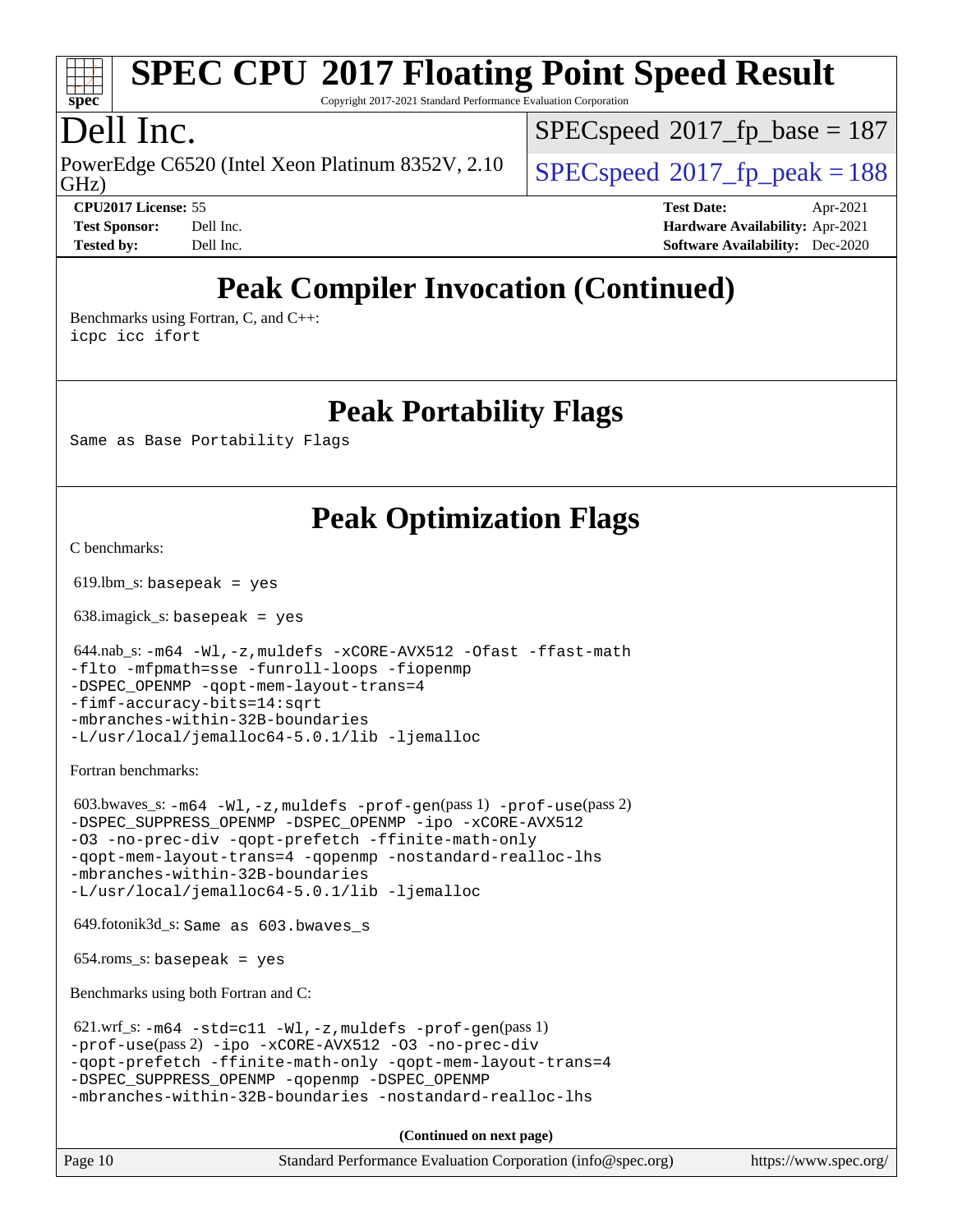# SPEC CPU 2017 Floating Point Speed Result

Copyright 2017-2021 Standard Performance Evaluation Corporation

# Dell Inc.

PowerEdge C6520 (Intel Xeon Platinum 8352V, 2.10 GHz)

SPECspeed 2017_fp_base = 187

SPECspeed 2017_fp_peak = 188

**CPU2017 License:** 55
**Test Sponsor:** Dell Inc.
**Tested by:** Dell Inc.

**Test Date:** Apr-2021
**Hardware Availability:** Apr-2021
**Software Availability:** Dec-2020

## Peak Compiler Invocation (Continued)

Benchmarks using Fortran, C, and C++:
```
icpc icc ifort
```

## Peak Portability Flags

Same as Base Portability Flags

## Peak Optimization Flags

C benchmarks:

619.lbm_s: basepeak = yes

638.imagick_s: basepeak = yes

644.nab_s:
```
-m64 -Wl,-z,muldefs -xCORE-AVX512 -Ofast -ffast-math
-flto -mfpmath=sse -funroll-loops -fiopenmp
-DSPEC_OPENMP -qopt-mem-layout-trans=4
-fimf-accuracy-bits=14:sqrt
-mbranches-within-32B-boundaries
-L/usr/local/jemalloc64-5.0.1/lib -ljemalloc
```

Fortran benchmarks:

603.bwaves_s:
```
-m64 -Wl,-z,muldefs -prof-gen(pass 1) -prof-use(pass 2)
-DSPEC_SUPPRESS_OPENMP -DSPEC_OPENMP -ipo -xCORE-AVX512
-O3 -no-prec-div -qopt-prefetch -ffinite-math-only
-qopt-mem-layout-trans=4 -qopenmp -nostandard-realloc-lhs
-mbranches-within-32B-boundaries
-L/usr/local/jemalloc64-5.0.1/lib -ljemalloc
```

649.fotonik3d_s: Same as 603.bwaves_s

654.roms_s: basepeak = yes

Benchmarks using both Fortran and C:

621.wrf_s:
```
-m64 -std=c11 -Wl,-z,muldefs -prof-gen(pass 1)
-prof-use(pass 2) -ipo -xCORE-AVX512 -O3 -no-prec-div
-qopt-prefetch -ffinite-math-only -qopt-mem-layout-trans=4
-DSPEC_SUPPRESS_OPENMP -qopenmp -DSPEC_OPENMP
-mbranches-within-32B-boundaries -nostandard-realloc-lhs
```

**(Continued on next page)**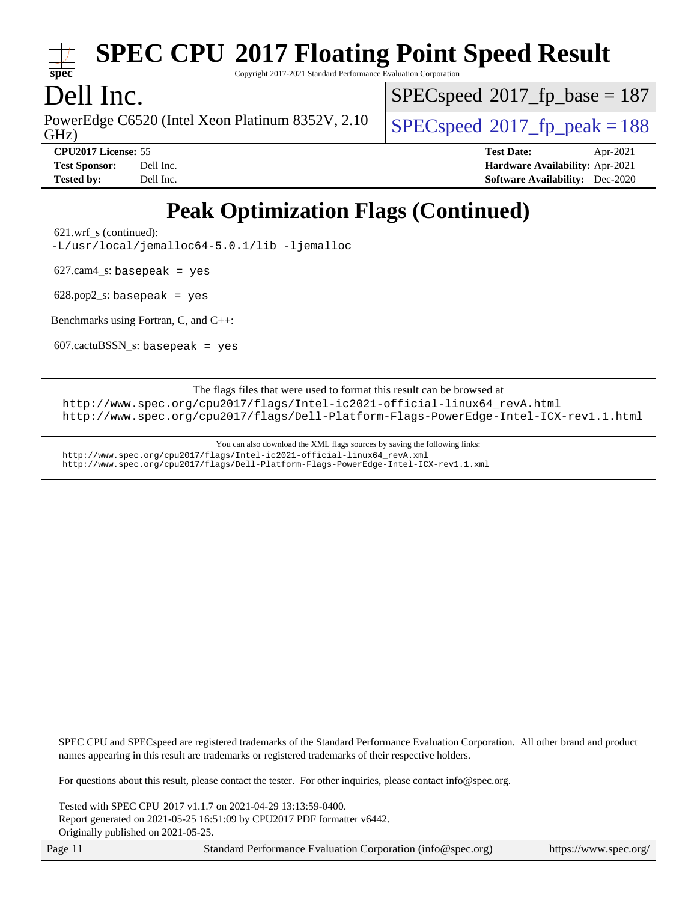# SPEC CPU 2017 Floating Point Speed Result

Copyright 2017-2021 Standard Performance Evaluation Corporation

# Dell Inc.

PowerEdge C6520 (Intel Xeon Platinum 8352V, 2.10 GHz)

SPECspeed 2017_fp_base = 187

SPECspeed 2017_fp_peak = 188

**CPU2017 License:** 55
**Test Sponsor:** Dell Inc.
**Tested by:** Dell Inc.

**Test Date:** Apr-2021
**Hardware Availability:** Apr-2021
**Software Availability:** Dec-2020

## Peak Optimization Flags (Continued)

621.wrf_s (continued):
`-L/usr/local/jemalloc64-5.0.1/lib -ljemalloc`

627.cam4_s: `basepeak = yes`

628.pop2_s: `basepeak = yes`

Benchmarks using Fortran, C, and C++:

607.cactuBSSN_s: `basepeak = yes`

The flags files that were used to format this result can be browsed at
http://www.spec.org/cpu2017/flags/Intel-ic2021-official-linux64_revA.html
http://www.spec.org/cpu2017/flags/Dell-Platform-Flags-PowerEdge-Intel-ICX-rev1.1.html

You can also download the XML flags sources by saving the following links:
http://www.spec.org/cpu2017/flags/Intel-ic2021-official-linux64_revA.xml
http://www.spec.org/cpu2017/flags/Dell-Platform-Flags-PowerEdge-Intel-ICX-rev1.1.xml

SPEC CPU and SPECspeed are registered trademarks of the Standard Performance Evaluation Corporation. All other brand and product names appearing in this result are trademarks or registered trademarks of their respective holders.

For questions about this result, please contact the tester. For other inquiries, please contact info@spec.org.

Tested with SPEC CPU 2017 v1.1.7 on 2021-04-29 13:13:59-0400.
Report generated on 2021-05-25 16:51:09 by CPU2017 PDF formatter v6442.
Originally published on 2021-05-25.